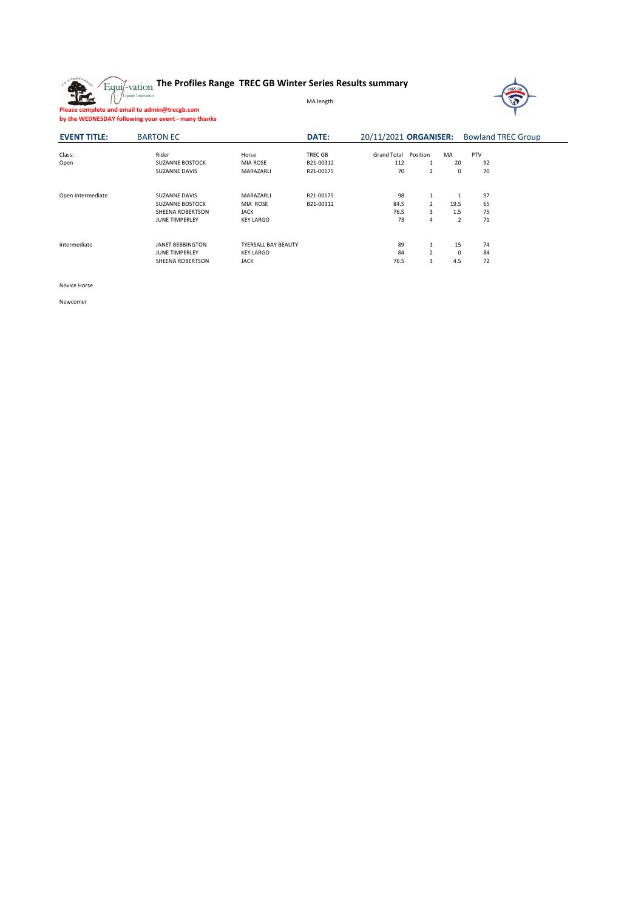# The Profiles Range TREC GB Winter Series Results summary

MA length:

**Please complete and email to admin@trecgb.com**
**by the WEDNESDAY following your event - many thanks**

**EVENT TITLE:** BARTON EC **DATE:** 20/11/2021 **ORGANISER:** Bowland TREC Group

| Class: | Rider | Horse | TREC GB | Grand Total | Position | MA | PTV |
|---|---|---|---|---|---|---|---|
| Open | SUZANNE BOSTOCK | MIA ROSE | B21-00312 | 112 | 1 | 20 | 92 |
| | SUZANNE DAVIS | MARAZARLI | R21-00175 | 70 | 2 | 0 | 70 |
| | | | | | | | |
| Open Intermediate | SUZANNE DAVIS | MARAZARLI | R21-00175 | 98 | 1 | 1 | 97 |
| | SUZANNE BOSTOCK | MIA ROSE | B21-00312 | 84.5 | 2 | 19.5 | 65 |
| | SHEENA ROBERTSON | JACK | | 76.5 | 3 | 1.5 | 75 |
| | JUNE TIMPERLEY | KEY LARGO | | 73 | 4 | 2 | 71 |
| | | | | | | | |
| Intermediate | JANET BEBBINGTON | TYERSALL BAY BEAUTY | | 89 | 1 | 15 | 74 |
| | JUNE TIMPERLEY | KEY LARGO | | 84 | 2 | 0 | 84 |
| | SHEENA ROBERTSON | JACK | | 76.5 | 3 | 4.5 | 72 |
| | | | | | | | |
| Novice Horse | | | | | | | |
| | | | | | | | |
| Newcomer | | | | | | | |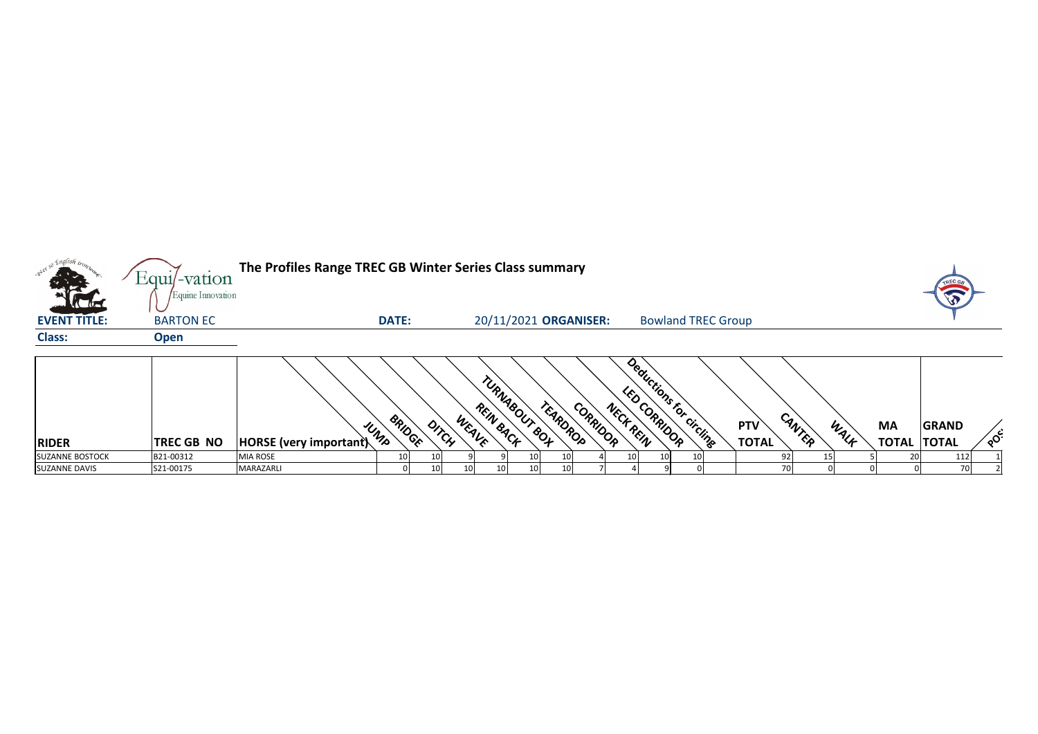# The Profiles Range TREC GB Winter Series Class summary

**EVENT TITLE:** BARTON EC **DATE:** 20/11/2021 **ORGANISER:** Bowland TREC Group

**Class:** **Open**

| RIDER | TREC GB NO | HORSE (very important) | JUMP | BRIDGE | DITCH | WEAVE | REIN BACK | TURNABOUT BOX | TEARDROP | CORRIDOR | NECK REIN | LED CORRIDOR | Deductions for circling | PTV TOTAL | CANTER | WALK | MA TOTAL | GRAND TOTAL | POS |
|---|---|---|---|---|---|---|---|---|---|---|---|---|---|---|---|---|---|---|---|
| SUZANNE BOSTOCK | B21-00312 | MIA ROSE | 10 | 10 | 9 | 9 | 10 | 10 | 4 | 10 | 10 | 10 | | 92 | 15 | 5 | 20 | 112 | 1 |
| SUZANNE DAVIS | S21-00175 | MARAZARLI | 0 | 10 | 10 | 10 | 10 | 10 | 7 | 4 | 9 | 0 | | 70 | 0 | 0 | 0 | 70 | 2 |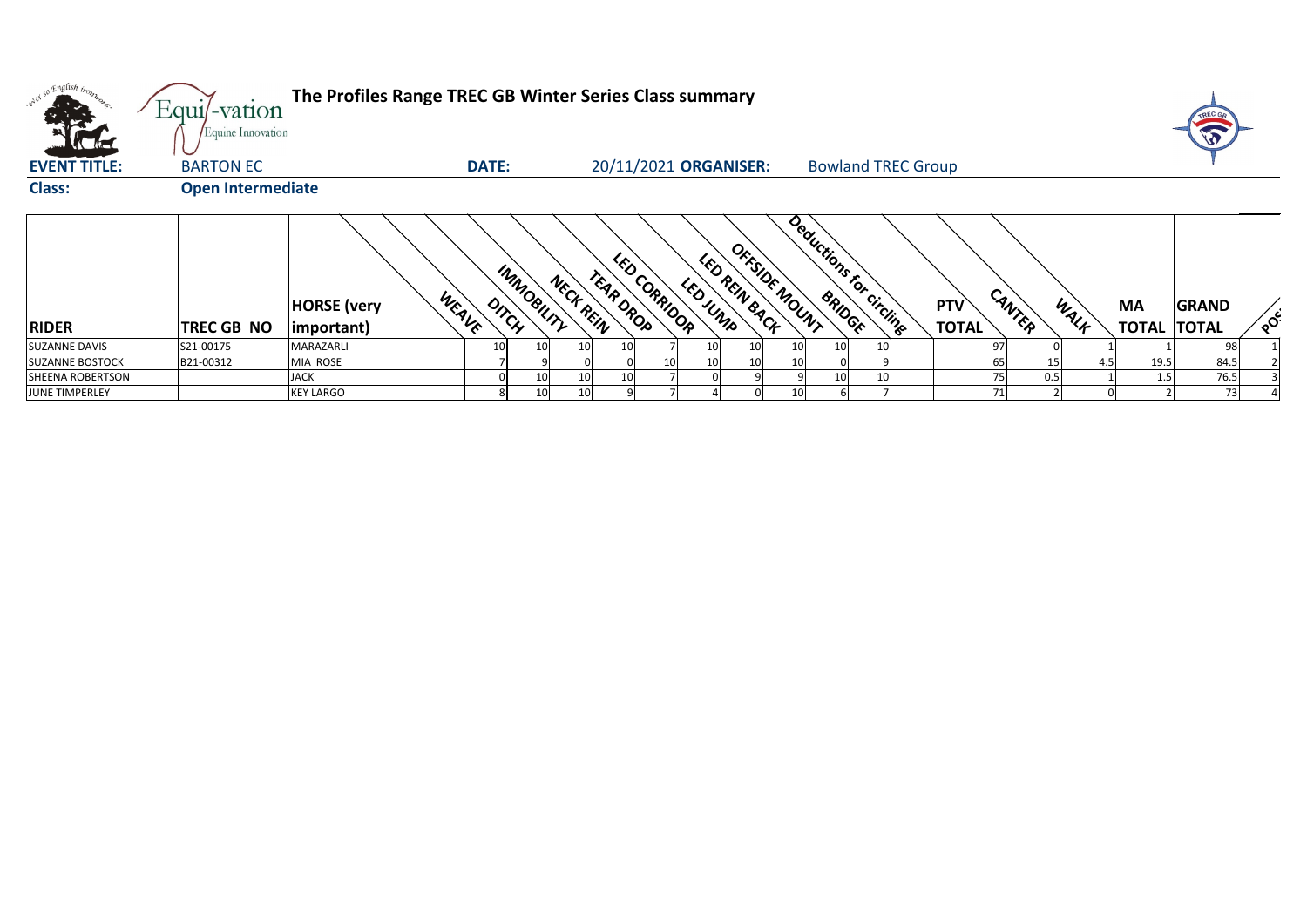# The Profiles Range TREC GB Winter Series Class summary

**EVENT TITLE:** BARTON EC **DATE:** 20/11/2021 **ORGANISER:** Bowland TREC Group

**Class:** Open Intermediate

| RIDER | TREC GB NO | HORSE (very important) | WEAVE | DITCH | IMMOBILITY | NECK REIN | TEAR DROP | LED CORRIDOR | LED JUMP | LED REIN BACK | OFFSIDE MOUNT | BRIDGE | Deductions for circling | PTV TOTAL | CANTER | WALK | MA TOTAL | GRAND TOTAL | POS |
|---|---|---|---|---|---|---|---|---|---|---|---|---|---|---|---|---|---|---|---|
| SUZANNE DAVIS | S21-00175 | MARAZARLI | 10 | 10 | 10 | 10 | 7 | 10 | 10 | 10 | 10 | 10 | | 97 | 0 | 1 | 1 | 98 | 1 |
| SUZANNE BOSTOCK | B21-00312 | MIA ROSE | 7 | 9 | 0 | 0 | 10 | 10 | 10 | 10 | 0 | 9 | | 65 | 15 | 4.5 | 19.5 | 84.5 | 2 |
| SHEENA ROBERTSON | | JACK | 0 | 10 | 10 | 10 | 7 | 0 | 9 | 9 | 10 | 10 | | 75 | 0.5 | 1 | 1.5 | 76.5 | 3 |
| JUNE TIMPERLEY | | KEY LARGO | 8 | 10 | 10 | 9 | 7 | 4 | 0 | 10 | 6 | 7 | | 71 | 2 | 0 | 2 | 73 | 4 |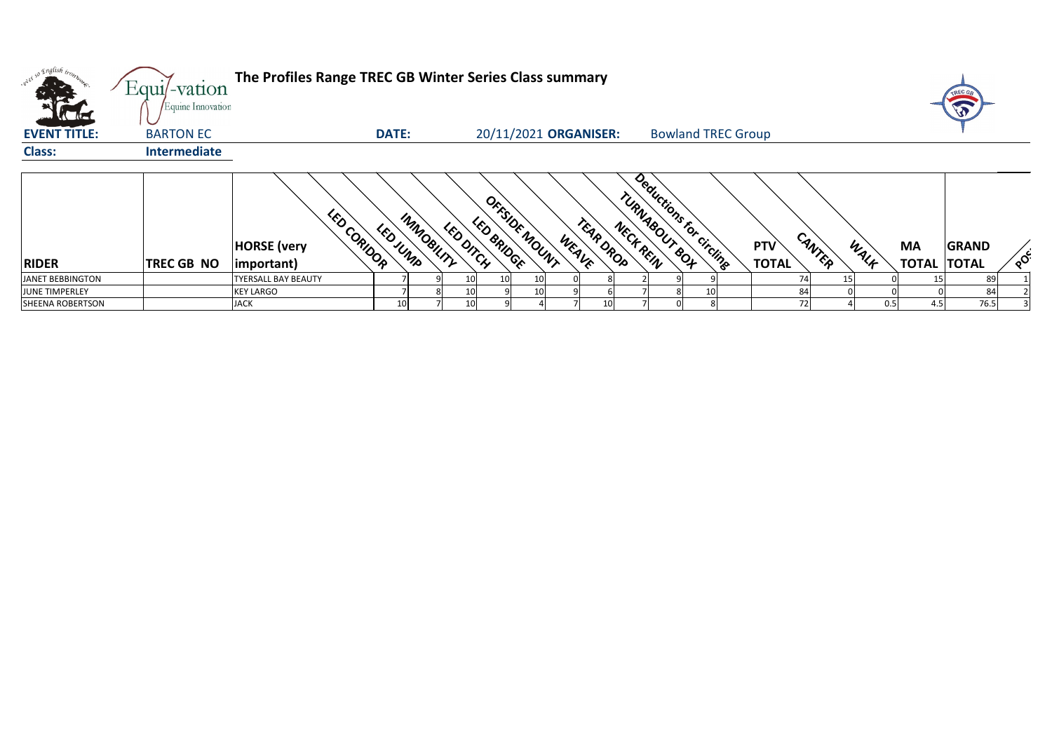# The Profiles Range TREC GB Winter Series Class summary

**EVENT TITLE:** BARTON EC **DATE:** 20/11/2021 **ORGANISER:** Bowland TREC Group

**Class:** Intermediate

| RIDER | TREC GB NO | HORSE (very important) | LED CORIDOR | LED JUMP | IMMOBILITY | LED DITCH | LED BRIDGE | OFFSIDE MOUNT | WEAVE | TEAR DROP | NECK REIN | TURNABOUT BOX | Deductions for circling | PTV TOTAL | CANTER | WALK | MA TOTAL | GRAND TOTAL | POS |
|---|---|---|---|---|---|---|---|---|---|---|---|---|---|---|---|---|---|---|---|
| JANET BEBBINGTON | | TYERSALL BAY BEAUTY | 7 | 9 | 10 | 10 | 10 | 0 | 8 | 2 | 9 | 9 | | 74 | 15 | 0 | 15 | 89 | 1 |
| JUNE TIMPERLEY | | KEY LARGO | 7 | 8 | 10 | 9 | 10 | 9 | 6 | 7 | 8 | 10 | | 84 | 0 | 0 | 0 | 84 | 2 |
| SHEENA ROBERTSON | | JACK | 10 | 7 | 10 | 9 | 4 | 7 | 10 | 7 | 0 | 8 | | 72 | 4 | 0.5 | 4.5 | 76.5 | 3 |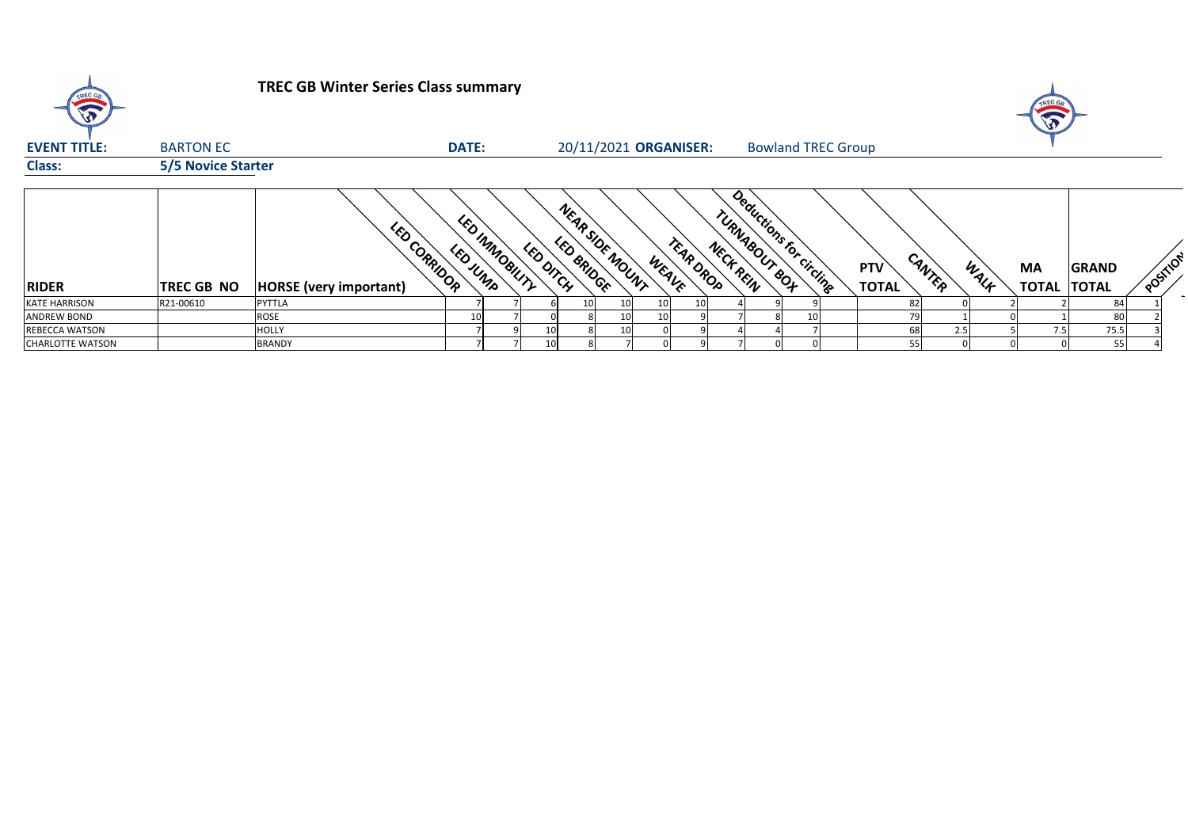**TREC GB Winter Series Class summary**

**EVENT TITLE:** BARTON EC **DATE:** 20/11/2021 **ORGANISER:** Bowland TREC Group

**Class:** 5/5 Novice Starter

| RIDER | TREC GB NO | HORSE (very important) | LED CORRIDOR | LED JUMP | LED IMMOBILITY | LED DITCH | LED BRIDGE | NEAR SIDE MOUNT | WEAVE | TEAR DROP | NECK REIN | TURNABOUT BOX | Deductions for circling | PTV TOTAL | CANTER | WALK | MA TOTAL | GRAND TOTAL | POSITION |
|---|---|---|---|---|---|---|---|---|---|---|---|---|---|---|---|---|---|---|---|
| KATE HARRISON | R21-00610 | PYTTLA | 7 | 7 | 6 | 10 | 10 | 10 | 10 | 4 | 9 | 9 | | 82 | 0 | 2 | 2 | 84 | 1 |
| ANDREW BOND | | ROSE | 10 | 7 | 0 | 8 | 10 | 10 | 9 | 7 | 8 | 10 | | 79 | 1 | 0 | 1 | 80 | 2 |
| REBECCA WATSON | | HOLLY | 7 | 9 | 10 | 8 | 10 | 0 | 9 | 4 | 4 | 7 | | 68 | 2.5 | 5 | 7.5 | 75.5 | 3 |
| CHARLOTTE WATSON | | BRANDY | 7 | 7 | 10 | 8 | 7 | 0 | 9 | 7 | 0 | 0 | | 55 | 0 | 0 | 0 | 55 | 4 |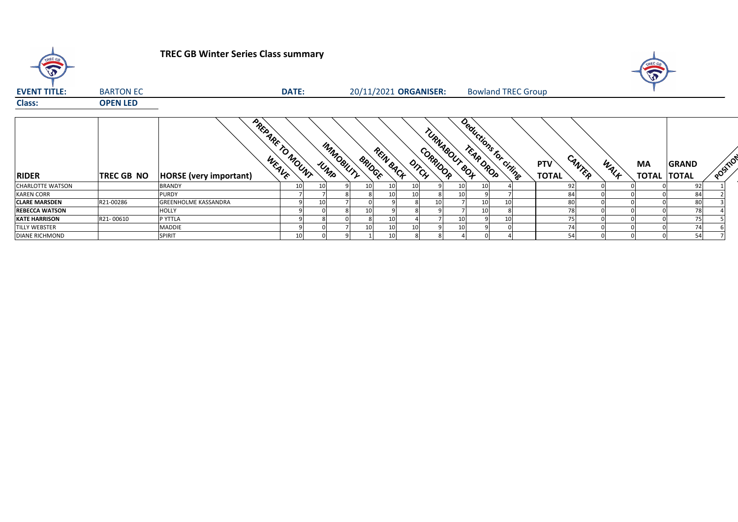# TREC GB Winter Series Class summary

**EVENT TITLE:** BARTON EC | **DATE:** 20/11/2021 | **ORGANISER:** Bowland TREC Group

**Class:** **OPEN LED**

| RIDER | TREC GB NO | HORSE (very important) | PREPARE TO MOUNT | WEAVE | JUMP | IMMOBILITY | BRIDGE | REIN BACK | DITCH | CORRIDOR | TURNABOUT BOX | TEAR DROP | Deductions for circling | PTV TOTAL | CANTER | WALK | MA TOTAL | GRAND TOTAL | POSITION |
|---|---|---|---|---|---|---|---|---|---|---|---|---|---|---|---|---|---|---|---|
| CHARLOTTE WATSON | | BRANDY | 10 | 10 | 9 | 10 | 10 | 10 | 9 | 10 | 10 | 4 | | 92 | 0 | 0 | 0 | 92 | 1 |
| KAREN CORR | | PURDY | 7 | 7 | 8 | 8 | 10 | 10 | 8 | 10 | 9 | 7 | | 84 | 0 | 0 | 0 | 84 | 2 |
| **CLARE MARSDEN** | R21-00286 | GREENHOLME KASSANDRA | 9 | 10 | 7 | 0 | 9 | 8 | 10 | 7 | 10 | 10 | | 80 | 0 | 0 | 0 | 80 | 3 |
| **REBECCA WATSON** | | HOLLY | 9 | 0 | 8 | 10 | 9 | 8 | 9 | 7 | 10 | 8 | | 78 | 0 | 0 | 0 | 78 | 4 |
| **KATE HARRISON** | R21- 00610 | P YTTLA | 9 | 8 | 0 | 8 | 10 | 4 | 7 | 10 | 9 | 10 | | 75 | 0 | 0 | 0 | 75 | 5 |
| TILLY WEBSTER | | MADDIE | 9 | 0 | 7 | 10 | 10 | 10 | 9 | 10 | 9 | 0 | | 74 | 0 | 0 | 0 | 74 | 6 |
| DIANE RICHMOND | | SPIRIT | 10 | 0 | 9 | 1 | 10 | 8 | 8 | 4 | 0 | 4 | | 54 | 0 | 0 | 0 | 54 | 7 |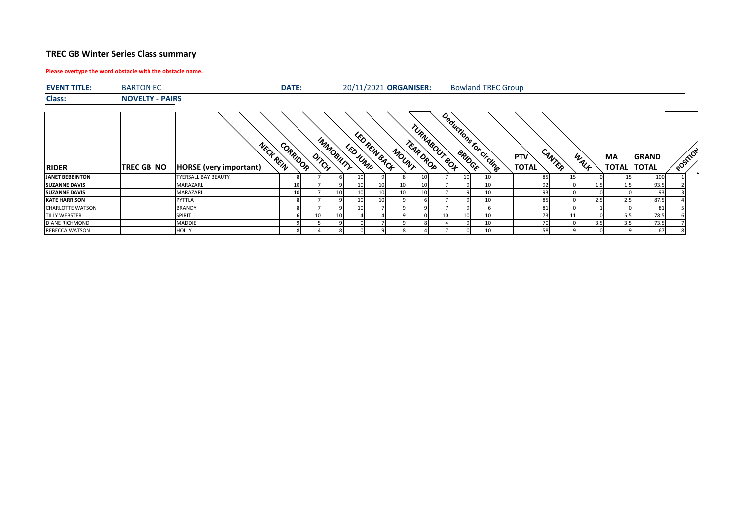## TREC GB Winter Series Class summary

**Please overtype the word obstacle with the obstacle name.**

| **EVENT TITLE:** | BARTON EC | **DATE:** | 20/11/2021 | **ORGANISER:** | Bowland TREC Group |
|---|---|---|---|---|---|
| **Class:** | **NOVELTY - PAIRS** | | | | |

| RIDER | TREC GB NO | HORSE (very important) | NECK REIN | CORRIDOR | DITCH | IMMOBILITY | LED JUMP | LED REIN BACK | MOUNT | TEAR DROP | TURNABOUT BOX | BRIDGE | Deductions for circling | PTV TOTAL | CANTER | WALK | MA TOTAL | GRAND TOTAL | POSITION |
|---|---|---|---|---|---|---|---|---|---|---|---|---|---|---|---|---|---|---|---|
| **JANET BEBBINTON** | | TYERSALL BAY BEAUTY | 8 | 7 | 6 | 10 | 9 | 8 | 10 | 7 | 10 | 10 | | 85 | 15 | 0 | 15 | 100 | 1 |
| **SUZANNE DAVIS** | | MARAZARLI | 10 | 7 | 9 | 10 | 10 | 10 | 10 | 7 | 9 | 10 | | 92 | 0 | 1.5 | 1.5 | 93.5 | 2 |
| **SUZANNE DAVIS** | | MARAZARLI | 10 | 7 | 10 | 10 | 10 | 10 | 10 | 7 | 9 | 10 | | 93 | 0 | 0 | 0 | 93 | 3 |
| **KATE HARRISON** | | PYTTLA | 8 | 7 | 9 | 10 | 10 | 9 | 6 | 7 | 9 | 10 | | 85 | 0 | 2.5 | 2.5 | 87.5 | 4 |
| CHARLOTTE WATSON | | BRANDY | 8 | 7 | 9 | 10 | 7 | 9 | 9 | 7 | 9 | 6 | | 81 | 0 | 1 | 0 | 81 | 5 |
| TILLY WEBSTER | | SPIRIT | 6 | 10 | 10 | 4 | 4 | 9 | 0 | 10 | 10 | 10 | | 73 | 11 | 0 | 5.5 | 78.5 | 6 |
| DIANE RICHMOND | | MADDIE | 9 | 5 | 9 | 0 | 7 | 9 | 8 | 4 | 9 | 10 | | 70 | 0 | 3.5 | 3.5 | 73.5 | 7 |
| REBECCA WATSON | | HOLLY | 8 | 4 | 8 | 0 | 9 | 8 | 4 | 7 | 0 | 10 | | 58 | 9 | 0 | 9 | 67 | 8 |